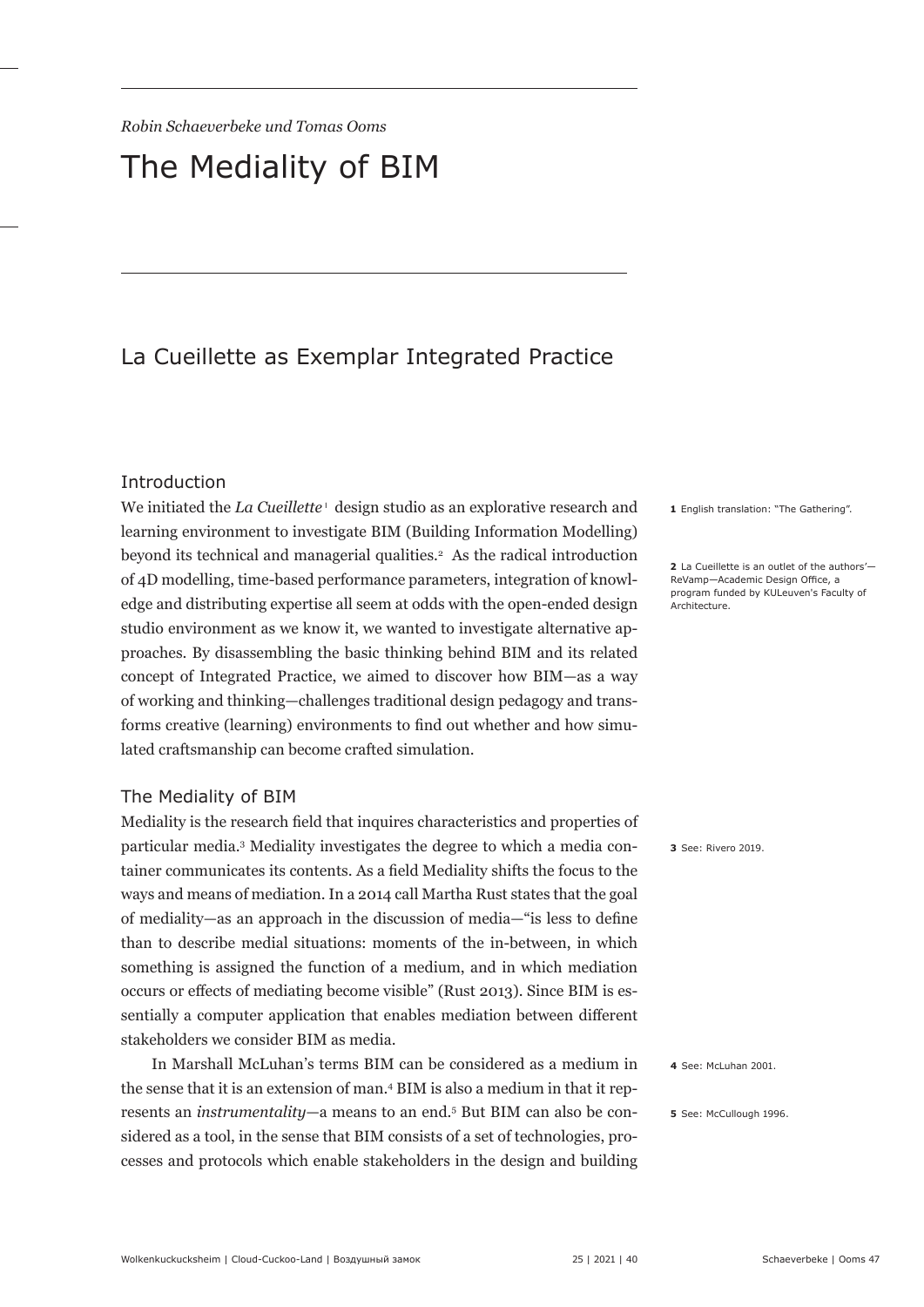*Robin Schaeverbeke und Tomas Ooms*

# The Mediality of BIM

## La Cueillette as Exemplar Integrated Practice

### Introduction

We initiated the *La Cueillette*[1] design studio as an explorative research and learning environment to investigate BIM (Building Information Modelling) beyond its technical and managerial qualities.[2] As the radical introduction of 4D modelling, time-based performance parameters, integration of knowledge and distributing expertise all seem at odds with the open-ended design studio environment as we know it, we wanted to investigate alternative approaches. By disassembling the basic thinking behind BIM and its related concept of Integrated Practice, we aimed to discover how BIM—as a way of working and thinking—challenges traditional design pedagogy and transforms creative (learning) environments to find out whether and how simulated craftsmanship can become crafted simulation.

### The Mediality of BIM

Mediality is the research field that inquires characteristics and properties of particular media.[3] Mediality investigates the degree to which a media container communicates its contents. As a field Mediality shifts the focus to the ways and means of mediation. In a 2014 call Martha Rust states that the goal of mediality—as an approach in the discussion of media—"is less to define than to describe medial situations: moments of the in-between, in which something is assigned the function of a medium, and in which mediation occurs or effects of mediating become visible" (Rust 2013). Since BIM is essentially a computer application that enables mediation between different stakeholders we consider BIM as media.

In Marshall McLuhan's terms BIM can be considered as a medium in the sense that it is an extension of man.[4] BIM is also a medium in that it represents an *instrumentality*—a means to an end.[5] But BIM can also be considered as a tool, in the sense that BIM consists of a set of technologies, processes and protocols which enable stakeholders in the design and building

1 English translation: "The Gathering".

2 La Cueillette is an outlet of the authors'—ReVamp—Academic Design Office, a program funded by KULeuven's Faculty of Architecture.

3 See: Rivero 2019.

4 See: McLuhan 2001.

5 See: McCullough 1996.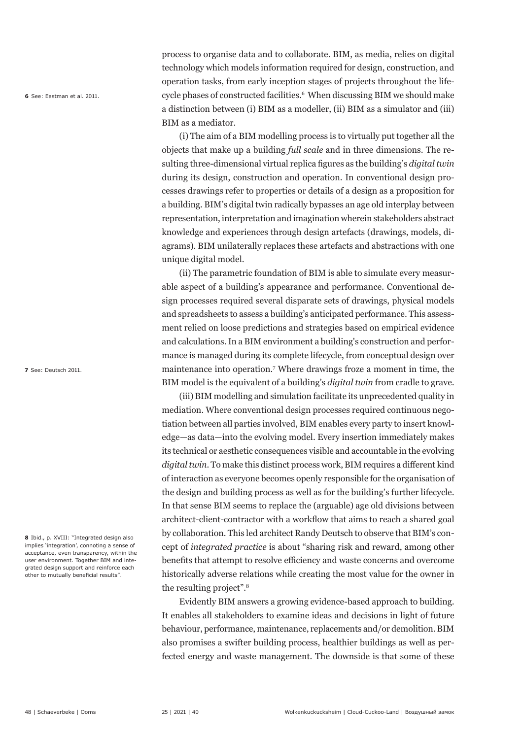process to organise data and to collaborate. BIM, as media, relies on digital technology which models information required for design, construction, and operation tasks, from early inception stages of projects throughout the life-cycle phases of constructed facilities.[6] When discussing BIM we should make a distinction between (i) BIM as a modeller, (ii) BIM as a simulator and (iii) BIM as a mediator.

(i) The aim of a BIM modelling process is to virtually put together all the objects that make up a building *full scale* and in three dimensions. The resulting three-dimensional virtual replica figures as the building's *digital twin* during its design, construction and operation. In conventional design processes drawings refer to properties or details of a design as a proposition for a building. BIM's digital twin radically bypasses an age old interplay between representation, interpretation and imagination wherein stakeholders abstract knowledge and experiences through design artefacts (drawings, models, diagrams). BIM unilaterally replaces these artefacts and abstractions with one unique digital model.

(ii) The parametric foundation of BIM is able to simulate every measurable aspect of a building's appearance and performance. Conventional design processes required several disparate sets of drawings, physical models and spreadsheets to assess a building's anticipated performance. This assessment relied on loose predictions and strategies based on empirical evidence and calculations. In a BIM environment a building's construction and performance is managed during its complete lifecycle, from conceptual design over maintenance into operation.[7] Where drawings froze a moment in time, the BIM model is the equivalent of a building's *digital twin* from cradle to grave.

(iii) BIM modelling and simulation facilitate its unprecedented quality in mediation. Where conventional design processes required continuous negotiation between all parties involved, BIM enables every party to insert knowledge—as data—into the evolving model. Every insertion immediately makes its technical or aesthetic consequences visible and accountable in the evolving *digital twin*. To make this distinct process work, BIM requires a different kind of interaction as everyone becomes openly responsible for the organisation of the design and building process as well as for the building's further lifecycle. In that sense BIM seems to replace the (arguable) age old divisions between architect-client-contractor with a workflow that aims to reach a shared goal by collaboration. This led architect Randy Deutsch to observe that BIM's concept of *integrated practice* is about "sharing risk and reward, among other benefits that attempt to resolve efficiency and waste concerns and overcome historically adverse relations while creating the most value for the owner in the resulting project".[8]

Evidently BIM answers a growing evidence-based approach to building. It enables all stakeholders to examine ideas and decisions in light of future behaviour, performance, maintenance, replacements and/or demolition. BIM also promises a swifter building process, healthier buildings as well as perfected energy and waste management. The downside is that some of these

---

**6** See: Eastman et al. 2011.

**7** See: Deutsch 2011.

**8** Ibid., p. XVIII: "Integrated design also implies 'integration', connoting a sense of acceptance, even transparency, within the user environment. Together BIM and integrated design support and reinforce each other to mutually beneficial results".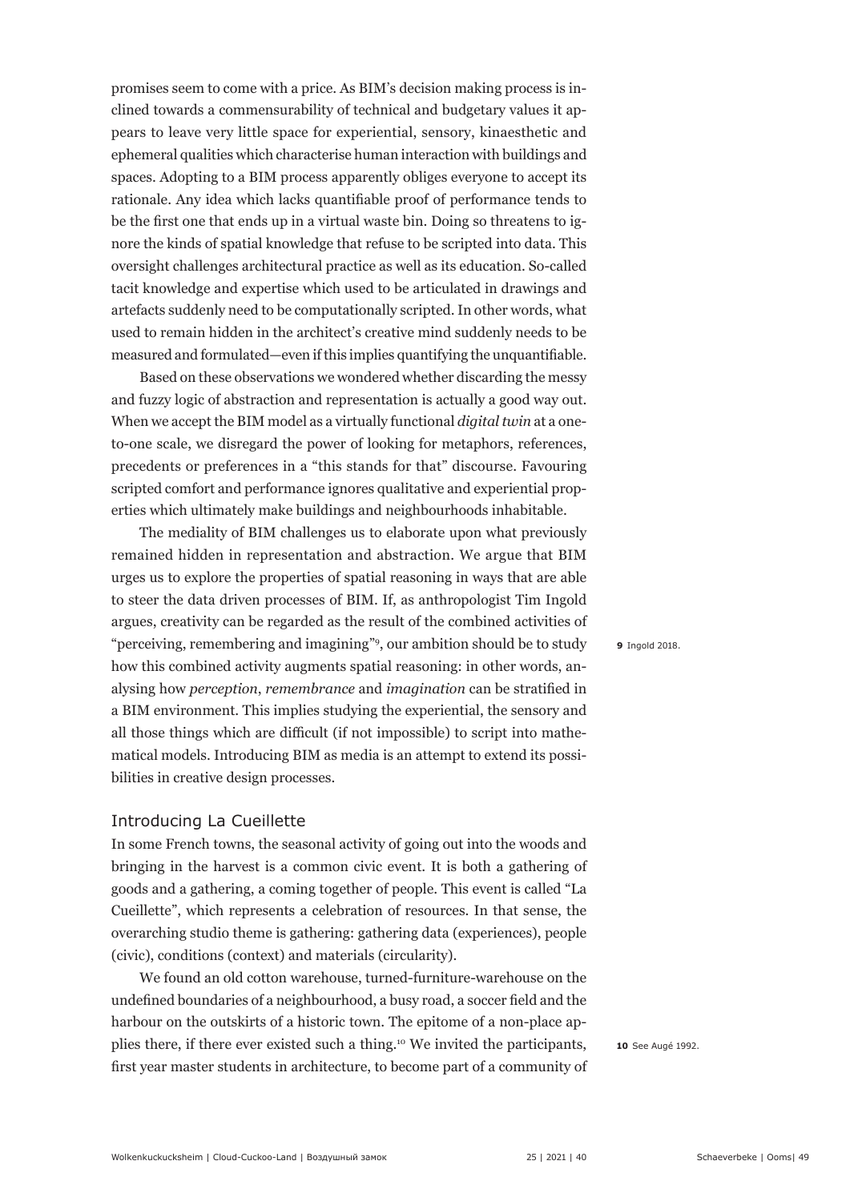promises seem to come with a price. As BIM's decision making process is inclined towards a commensurability of technical and budgetary values it appears to leave very little space for experiential, sensory, kinaesthetic and ephemeral qualities which characterise human interaction with buildings and spaces. Adopting to a BIM process apparently obliges everyone to accept its rationale. Any idea which lacks quantifiable proof of performance tends to be the first one that ends up in a virtual waste bin. Doing so threatens to ignore the kinds of spatial knowledge that refuse to be scripted into data. This oversight challenges architectural practice as well as its education. So-called tacit knowledge and expertise which used to be articulated in drawings and artefacts suddenly need to be computationally scripted. In other words, what used to remain hidden in the architect's creative mind suddenly needs to be measured and formulated—even if this implies quantifying the unquantifiable.

Based on these observations we wondered whether discarding the messy and fuzzy logic of abstraction and representation is actually a good way out. When we accept the BIM model as a virtually functional *digital twin* at a one-to-one scale, we disregard the power of looking for metaphors, references, precedents or preferences in a "this stands for that" discourse. Favouring scripted comfort and performance ignores qualitative and experiential properties which ultimately make buildings and neighbourhoods inhabitable.

The mediality of BIM challenges us to elaborate upon what previously remained hidden in representation and abstraction. We argue that BIM urges us to explore the properties of spatial reasoning in ways that are able to steer the data driven processes of BIM. If, as anthropologist Tim Ingold argues, creativity can be regarded as the result of the combined activities of "perceiving, remembering and imagining"[9], our ambition should be to study how this combined activity augments spatial reasoning: in other words, analysing how *perception*, *remembrance* and *imagination* can be stratified in a BIM environment. This implies studying the experiential, the sensory and all those things which are difficult (if not impossible) to script into mathematical models. Introducing BIM as media is an attempt to extend its possibilities in creative design processes.

**9** Ingold 2018.

## Introducing La Cueillette

In some French towns, the seasonal activity of going out into the woods and bringing in the harvest is a common civic event. It is both a gathering of goods and a gathering, a coming together of people. This event is called "La Cueillette", which represents a celebration of resources. In that sense, the overarching studio theme is gathering: gathering data (experiences), people (civic), conditions (context) and materials (circularity).

We found an old cotton warehouse, turned-furniture-warehouse on the undefined boundaries of a neighbourhood, a busy road, a soccer field and the harbour on the outskirts of a historic town. The epitome of a non-place applies there, if there ever existed such a thing.[10] We invited the participants, first year master students in architecture, to become part of a community of

**10** See Augé 1992.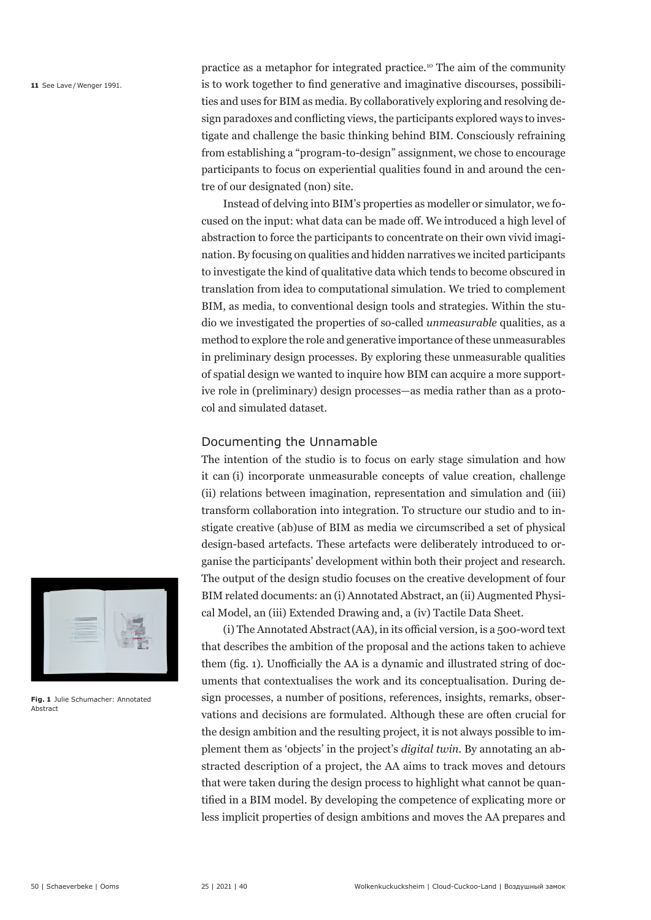11 See Lave / Wenger 1991.

practice as a metaphor for integrated practice.[10] The aim of the community is to work together to find generative and imaginative discourses, possibilities and uses for BIM as media. By collaboratively exploring and resolving design paradoxes and conflicting views, the participants explored ways to investigate and challenge the basic thinking behind BIM. Consciously refraining from establishing a "program-to-design" assignment, we chose to encourage participants to focus on experiential qualities found in and around the centre of our designated (non) site.

Instead of delving into BIM's properties as modeller or simulator, we focused on the input: what data can be made off. We introduced a high level of abstraction to force the participants to concentrate on their own vivid imagination. By focusing on qualities and hidden narratives we incited participants to investigate the kind of qualitative data which tends to become obscured in translation from idea to computational simulation. We tried to complement BIM, as media, to conventional design tools and strategies. Within the studio we investigated the properties of so-called *unmeasurable* qualities, as a method to explore the role and generative importance of these unmeasurables in preliminary design processes. By exploring these unmeasurable qualities of spatial design we wanted to inquire how BIM can acquire a more supportive role in (preliminary) design processes—as media rather than as a protocol and simulated dataset.

## Documenting the Unnamable

The intention of the studio is to focus on early stage simulation and how it can (i) incorporate unmeasurable concepts of value creation, challenge (ii) relations between imagination, representation and simulation and (iii) transform collaboration into integration. To structure our studio and to instigate creative (ab)use of BIM as media we circumscribed a set of physical design-based artefacts. These artefacts were deliberately introduced to organise the participants' development within both their project and research. The output of the design studio focuses on the creative development of four BIM related documents: an (i) Annotated Abstract, an (ii) Augmented Physical Model, an (iii) Extended Drawing and, a (iv) Tactile Data Sheet.

**Fig. 1** Julie Schumacher: Annotated Abstract

(i) The Annotated Abstract (AA), in its official version, is a 500-word text that describes the ambition of the proposal and the actions taken to achieve them (fig. 1). Unofficially the AA is a dynamic and illustrated string of documents that contextualises the work and its conceptualisation. During design processes, a number of positions, references, insights, remarks, observations and decisions are formulated. Although these are often crucial for the design ambition and the resulting project, it is not always possible to implement them as 'objects' in the project's *digital twin*. By annotating an abstracted description of a project, the AA aims to track moves and detours that were taken during the design process to highlight what cannot be quantified in a BIM model. By developing the competence of explicating more or less implicit properties of design ambitions and moves the AA prepares and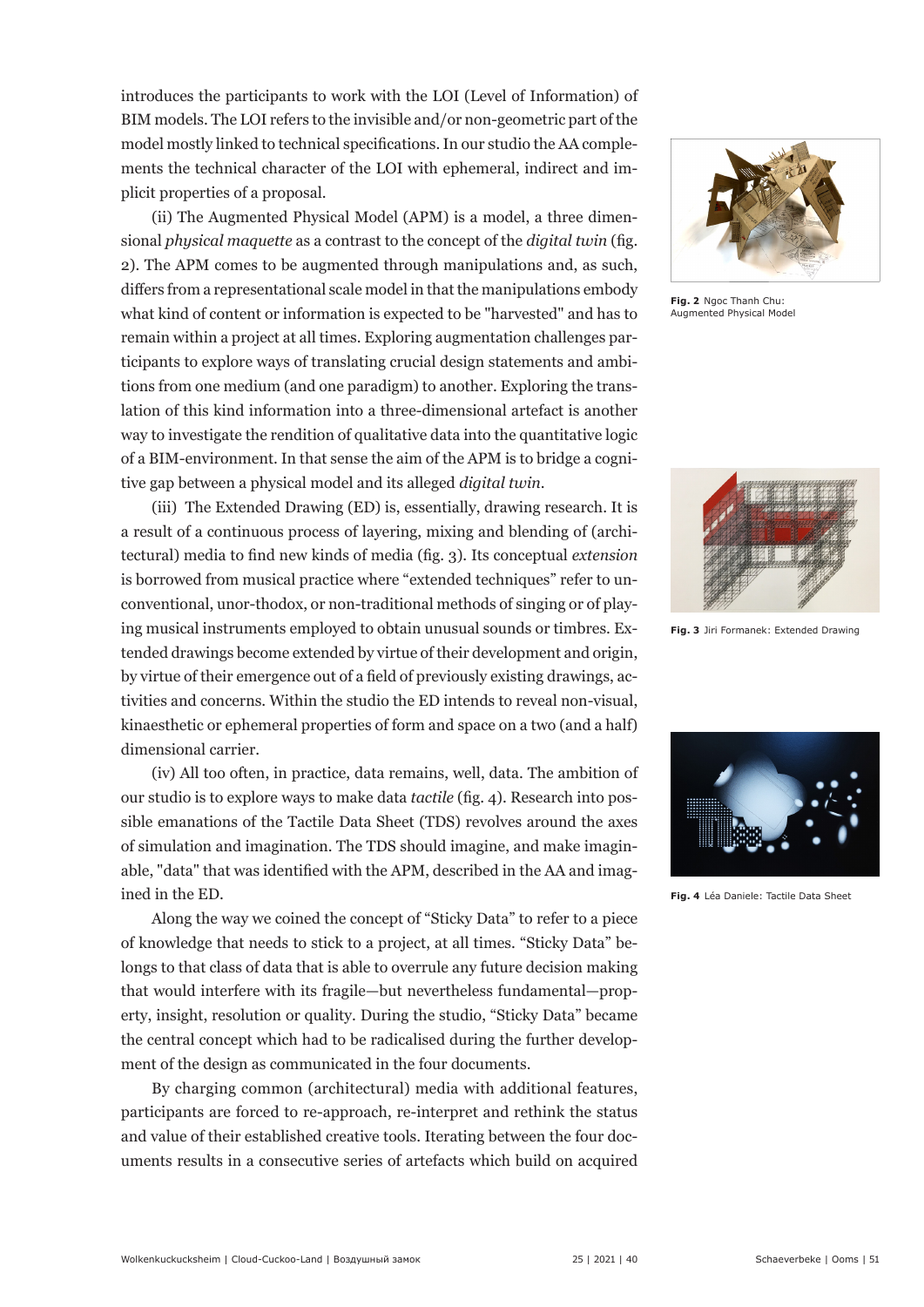introduces the participants to work with the LOI (Level of Information) of BIM models. The LOI refers to the invisible and/or non-geometric part of the model mostly linked to technical specifications. In our studio the AA complements the technical character of the LOI with ephemeral, indirect and implicit properties of a proposal.

(ii) The Augmented Physical Model (APM) is a model, a three dimensional *physical maquette* as a contrast to the concept of the *digital twin* (fig. 2). The APM comes to be augmented through manipulations and, as such, differs from a representational scale model in that the manipulations embody what kind of content or information is expected to be "harvested" and has to remain within a project at all times. Exploring augmentation challenges participants to explore ways of translating crucial design statements and ambitions from one medium (and one paradigm) to another. Exploring the translation of this kind information into a three-dimensional artefact is another way to investigate the rendition of qualitative data into the quantitative logic of a BIM-environment. In that sense the aim of the APM is to bridge a cognitive gap between a physical model and its alleged *digital twin*.

**Fig. 2** Ngoc Thanh Chu: Augmented Physical Model

(iii) The Extended Drawing (ED) is, essentially, drawing research. It is a result of a continuous process of layering, mixing and blending of (architectural) media to find new kinds of media (fig. 3). Its conceptual *extension* is borrowed from musical practice where "extended techniques" refer to unconventional, unor-thodox, or non-traditional methods of singing or of playing musical instruments employed to obtain unusual sounds or timbres. Extended drawings become extended by virtue of their development and origin, by virtue of their emergence out of a field of previously existing drawings, activities and concerns. Within the studio the ED intends to reveal non-visual, kinaesthetic or ephemeral properties of form and space on a two (and a half) dimensional carrier.

**Fig. 3** Jiri Formanek: Extended Drawing

(iv) All too often, in practice, data remains, well, data. The ambition of our studio is to explore ways to make data *tactile* (fig. 4). Research into possible emanations of the Tactile Data Sheet (TDS) revolves around the axes of simulation and imagination. The TDS should imagine, and make imaginable, "data" that was identified with the APM, described in the AA and imagined in the ED.

**Fig. 4** Léa Daniele: Tactile Data Sheet

Along the way we coined the concept of "Sticky Data" to refer to a piece of knowledge that needs to stick to a project, at all times. "Sticky Data" belongs to that class of data that is able to overrule any future decision making that would interfere with its fragile—but nevertheless fundamental—property, insight, resolution or quality. During the studio, "Sticky Data" became the central concept which had to be radicalised during the further development of the design as communicated in the four documents.

By charging common (architectural) media with additional features, participants are forced to re-approach, re-interpret and rethink the status and value of their established creative tools. Iterating between the four documents results in a consecutive series of artefacts which build on acquired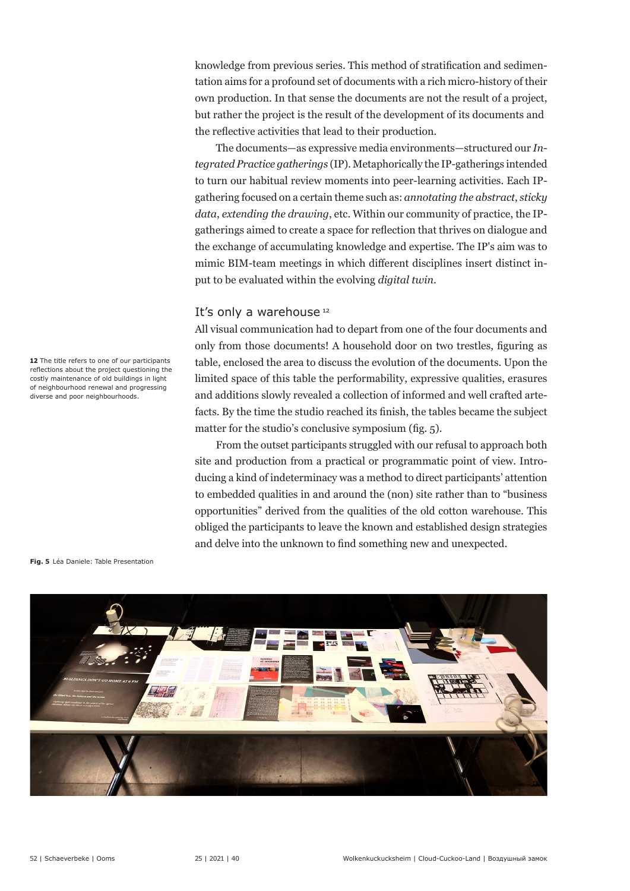knowledge from previous series. This method of stratification and sedimentation aims for a profound set of documents with a rich micro-history of their own production. In that sense the documents are not the result of a project, but rather the project is the result of the development of its documents and the reflective activities that lead to their production.

The documents—as expressive media environments—structured our *Integrated Practice gatherings* (IP). Metaphorically the IP-gatherings intended to turn our habitual review moments into peer-learning activities. Each IP-gathering focused on a certain theme such as: *annotating the abstract*, *sticky data*, *extending the drawing*, etc. Within our community of practice, the IP-gatherings aimed to create a space for reflection that thrives on dialogue and the exchange of accumulating knowledge and expertise. The IP's aim was to mimic BIM-team meetings in which different disciplines insert distinct input to be evaluated within the evolving *digital twin*.

## It's only a warehouse [12]

All visual communication had to depart from one of the four documents and only from those documents! A household door on two trestles, figuring as table, enclosed the area to discuss the evolution of the documents. Upon the limited space of this table the performability, expressive qualities, erasures and additions slowly revealed a collection of informed and well crafted artefacts. By the time the studio reached its finish, the tables became the subject matter for the studio's conclusive symposium (fig. 5).

From the outset participants struggled with our refusal to approach both site and production from a practical or programmatic point of view. Introducing a kind of indeterminacy was a method to direct participants' attention to embedded qualities in and around the (non) site rather than to "business opportunities" derived from the qualities of the old cotton warehouse. This obliged the participants to leave the known and established design strategies and delve into the unknown to find something new and unexpected.

**12** The title refers to one of our participants reflections about the project questioning the costly maintenance of old buildings in light of neighbourhood renewal and progressing diverse and poor neighbourhoods.

**Fig. 5** Léa Daniele: Table Presentation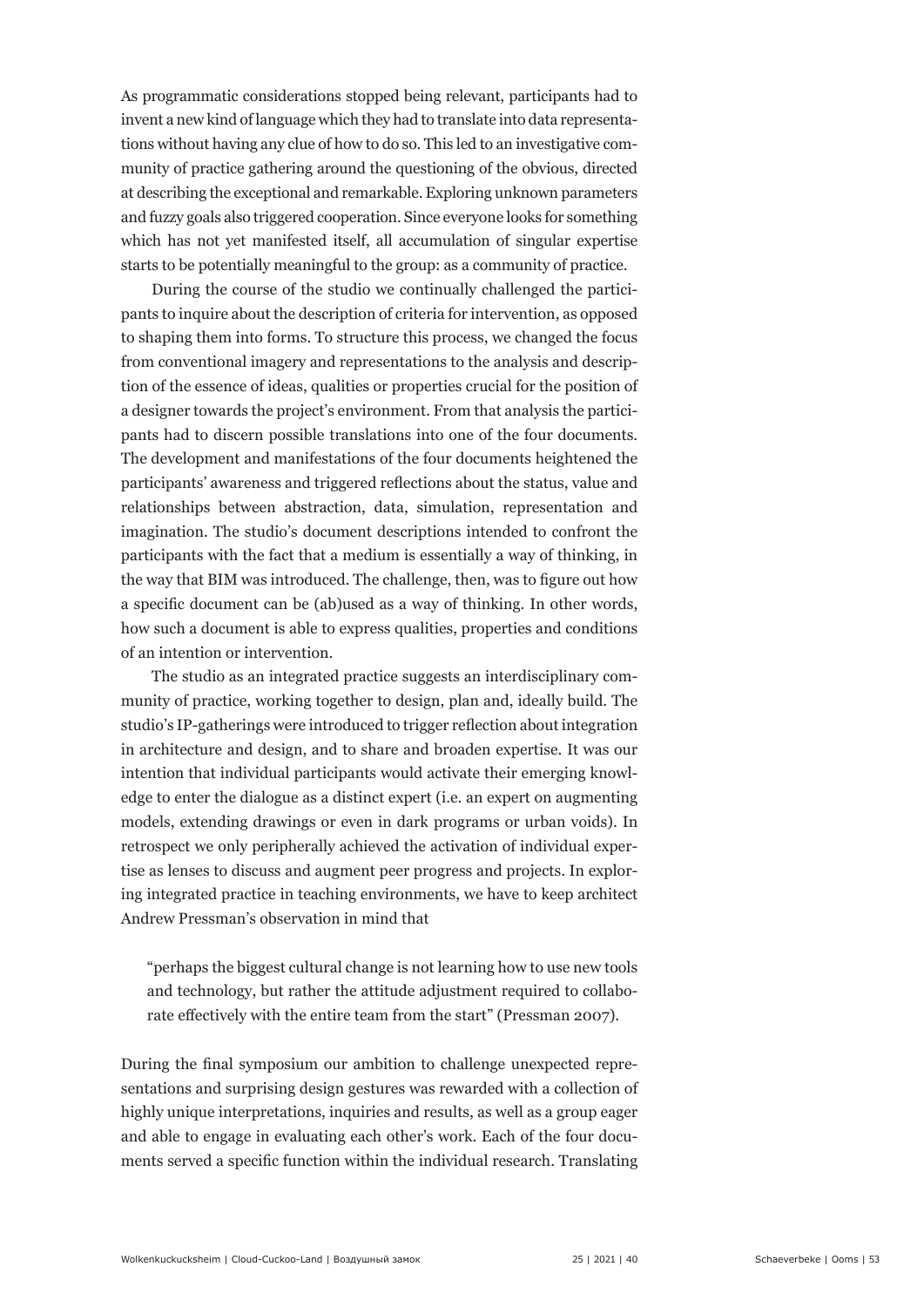As programmatic considerations stopped being relevant, participants had to invent a new kind of language which they had to translate into data representations without having any clue of how to do so. This led to an investigative community of practice gathering around the questioning of the obvious, directed at describing the exceptional and remarkable. Exploring unknown parameters and fuzzy goals also triggered cooperation. Since everyone looks for something which has not yet manifested itself, all accumulation of singular expertise starts to be potentially meaningful to the group: as a community of practice.

During the course of the studio we continually challenged the participants to inquire about the description of criteria for intervention, as opposed to shaping them into forms. To structure this process, we changed the focus from conventional imagery and representations to the analysis and description of the essence of ideas, qualities or properties crucial for the position of a designer towards the project's environment. From that analysis the participants had to discern possible translations into one of the four documents. The development and manifestations of the four documents heightened the participants' awareness and triggered reflections about the status, value and relationships between abstraction, data, simulation, representation and imagination. The studio's document descriptions intended to confront the participants with the fact that a medium is essentially a way of thinking, in the way that BIM was introduced. The challenge, then, was to figure out how a specific document can be (ab)used as a way of thinking. In other words, how such a document is able to express qualities, properties and conditions of an intention or intervention.

The studio as an integrated practice suggests an interdisciplinary community of practice, working together to design, plan and, ideally build. The studio's IP-gatherings were introduced to trigger reflection about integration in architecture and design, and to share and broaden expertise. It was our intention that individual participants would activate their emerging knowledge to enter the dialogue as a distinct expert (i.e. an expert on augmenting models, extending drawings or even in dark programs or urban voids). In retrospect we only peripherally achieved the activation of individual expertise as lenses to discuss and augment peer progress and projects. In exploring integrated practice in teaching environments, we have to keep architect Andrew Pressman's observation in mind that

> "perhaps the biggest cultural change is not learning how to use new tools and technology, but rather the attitude adjustment required to collaborate effectively with the entire team from the start" (Pressman 2007).

During the final symposium our ambition to challenge unexpected representations and surprising design gestures was rewarded with a collection of highly unique interpretations, inquiries and results, as well as a group eager and able to engage in evaluating each other's work. Each of the four documents served a specific function within the individual research. Translating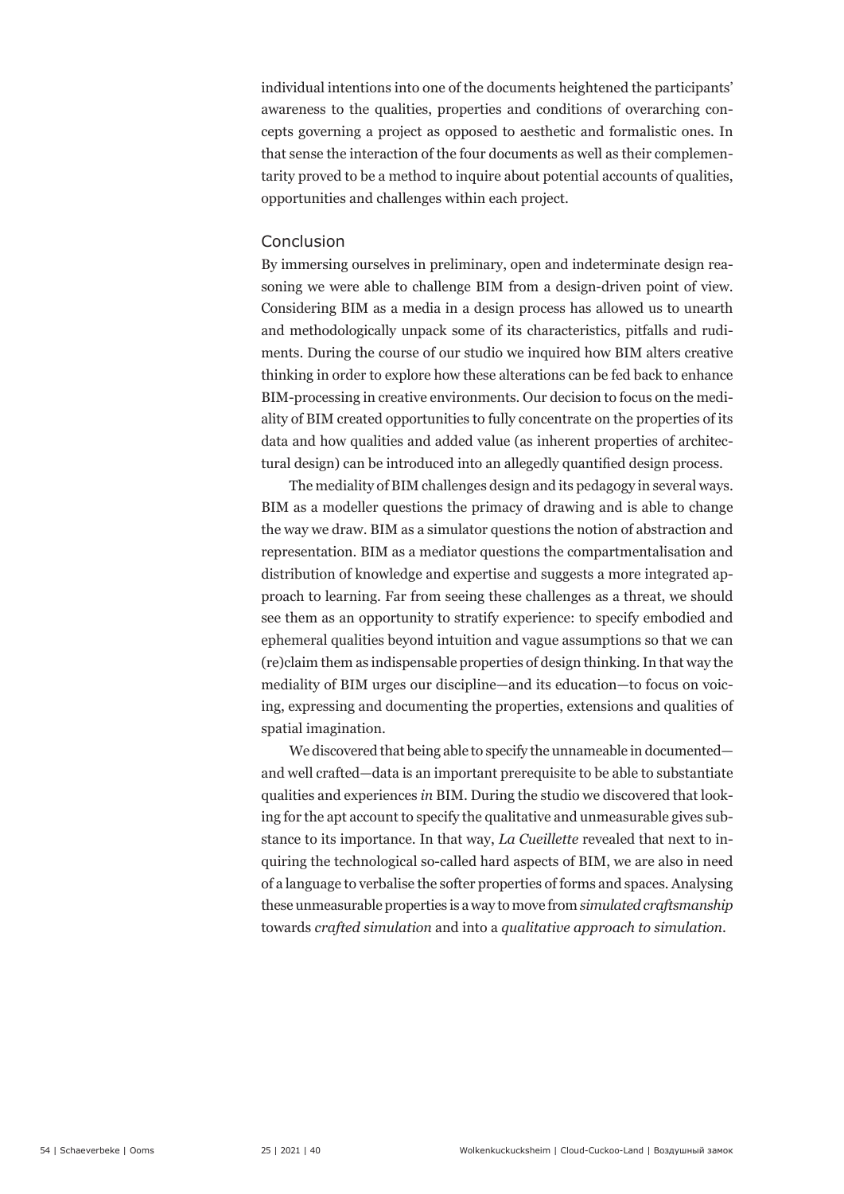individual intentions into one of the documents heightened the participants' awareness to the qualities, properties and conditions of overarching concepts governing a project as opposed to aesthetic and formalistic ones. In that sense the interaction of the four documents as well as their complementarity proved to be a method to inquire about potential accounts of qualities, opportunities and challenges within each project.

## Conclusion

By immersing ourselves in preliminary, open and indeterminate design reasoning we were able to challenge BIM from a design-driven point of view. Considering BIM as a media in a design process has allowed us to unearth and methodologically unpack some of its characteristics, pitfalls and rudiments. During the course of our studio we inquired how BIM alters creative thinking in order to explore how these alterations can be fed back to enhance BIM-processing in creative environments. Our decision to focus on the mediality of BIM created opportunities to fully concentrate on the properties of its data and how qualities and added value (as inherent properties of architectural design) can be introduced into an allegedly quantified design process.

The mediality of BIM challenges design and its pedagogy in several ways. BIM as a modeller questions the primacy of drawing and is able to change the way we draw. BIM as a simulator questions the notion of abstraction and representation. BIM as a mediator questions the compartmentalisation and distribution of knowledge and expertise and suggests a more integrated approach to learning. Far from seeing these challenges as a threat, we should see them as an opportunity to stratify experience: to specify embodied and ephemeral qualities beyond intuition and vague assumptions so that we can (re)claim them as indispensable properties of design thinking. In that way the mediality of BIM urges our discipline—and its education—to focus on voicing, expressing and documenting the properties, extensions and qualities of spatial imagination.

We discovered that being able to specify the unnameable in documented—and well crafted—data is an important prerequisite to be able to substantiate qualities and experiences *in* BIM. During the studio we discovered that looking for the apt account to specify the qualitative and unmeasurable gives substance to its importance. In that way, *La Cueillette* revealed that next to inquiring the technological so-called hard aspects of BIM, we are also in need of a language to verbalise the softer properties of forms and spaces. Analysing these unmeasurable properties is a way to move from *simulated craftsmanship* towards *crafted simulation* and into a *qualitative approach to simulation*.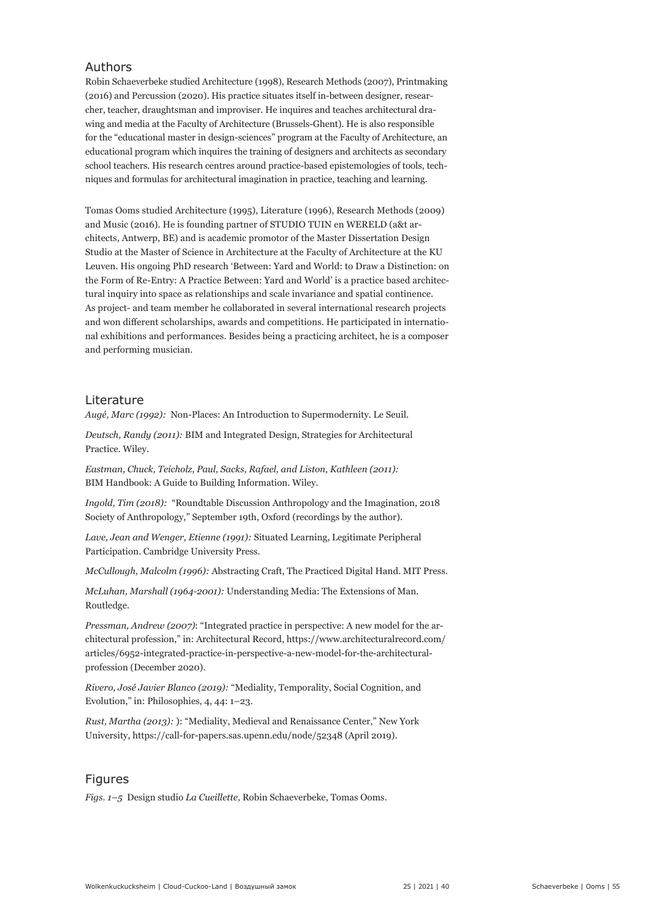## Authors

Robin Schaeverbeke studied Architecture (1998), Research Methods (2007), Printmaking (2016) and Percussion (2020). His practice situates itself in-between designer, researcher, teacher, draughtsman and improviser. He inquires and teaches architectural drawing and media at the Faculty of Architecture (Brussels-Ghent). He is also responsible for the "educational master in design-sciences" program at the Faculty of Architecture, an educational program which inquires the training of designers and architects as secondary school teachers. His research centres around practice-based epistemologies of tools, techniques and formulas for architectural imagination in practice, teaching and learning.

Tomas Ooms studied Architecture (1995), Literature (1996), Research Methods (2009) and Music (2016). He is founding partner of STUDIO TUIN en WERELD (a&t architects, Antwerp, BE) and is academic promotor of the Master Dissertation Design Studio at the Master of Science in Architecture at the Faculty of Architecture at the KU Leuven. His ongoing PhD research 'Between: Yard and World: to Draw a Distinction: on the Form of Re-Entry: A Practice Between: Yard and World' is a practice based architectural inquiry into space as relationships and scale invariance and spatial continence. As project- and team member he collaborated in several international research projects and won different scholarships, awards and competitions. He participated in international exhibitions and performances. Besides being a practicing architect, he is a composer and performing musician.

## Literature

*Augé, Marc (1992):* Non-Places: An Introduction to Supermodernity. Le Seuil.

*Deutsch, Randy (2011):* BIM and Integrated Design, Strategies for Architectural Practice. Wiley.

*Eastman, Chuck, Teicholz, Paul, Sacks, Rafael, and Liston, Kathleen (2011):* BIM Handbook: A Guide to Building Information. Wiley.

*Ingold, Tim (2018):* "Roundtable Discussion Anthropology and the Imagination, 2018 Society of Anthropology," September 19th, Oxford (recordings by the author).

*Lave, Jean and Wenger, Etienne (1991):* Situated Learning, Legitimate Peripheral Participation. Cambridge University Press.

*McCullough, Malcolm (1996):* Abstracting Craft, The Practiced Digital Hand. MIT Press.

*McLuhan, Marshall (1964-2001):* Understanding Media: The Extensions of Man. Routledge.

*Pressman, Andrew (2007)*: "Integrated practice in perspective: A new model for the architectural profession," in: Architectural Record, https://www.architecturalrecord.com/articles/6952-integrated-practice-in-perspective-a-new-model-for-the-architectural-profession (December 2020).

*Rivero, José Javier Blanco (2019):* "Mediality, Temporality, Social Cognition, and Evolution," in: Philosophies, 4, 44: 1–23.

*Rust, Martha (2013):* ): "Mediality, Medieval and Renaissance Center," New York University, https://call-for-papers.sas.upenn.edu/node/52348 (April 2019).

## Figures

*Figs. 1–5* Design studio *La Cueillette*, Robin Schaeverbeke, Tomas Ooms.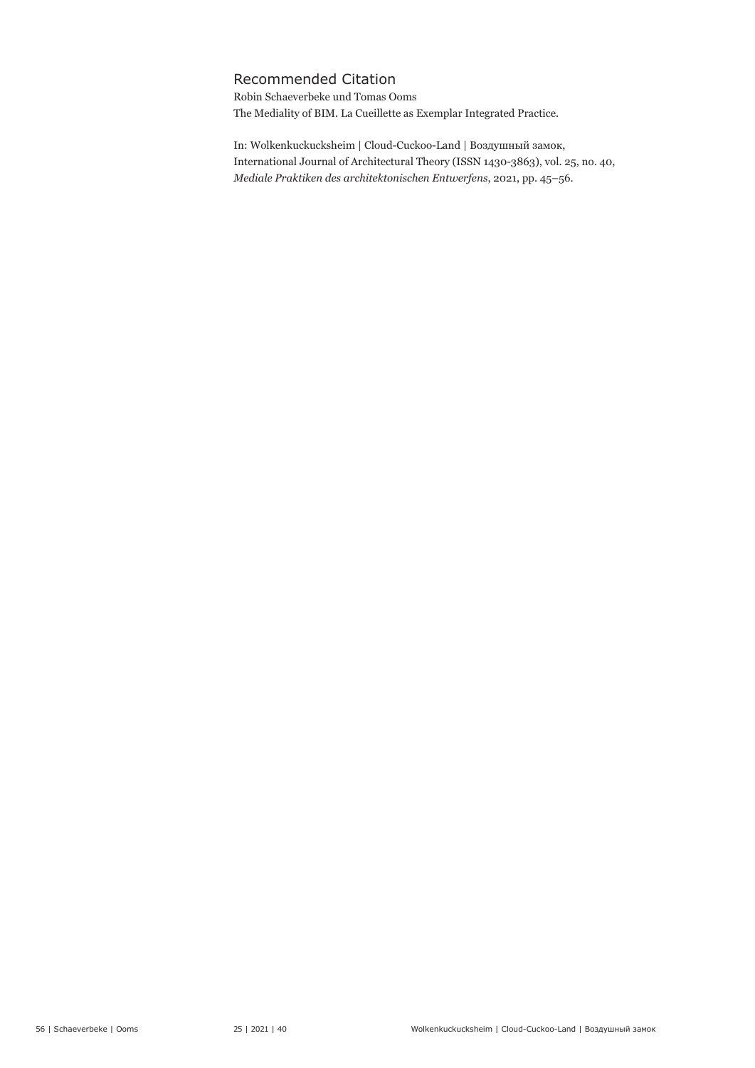## Recommended Citation

Robin Schaeverbeke und Tomas Ooms
The Mediality of BIM. La Cueillette as Exemplar Integrated Practice.

In: Wolkenkuckucksheim | Cloud-Cuckoo-Land | Воздушный замок,
International Journal of Architectural Theory (ISSN 1430-3863), vol. 25, no. 40,
*Mediale Praktiken des architektonischen Entwerfens*, 2021, pp. 45–56.